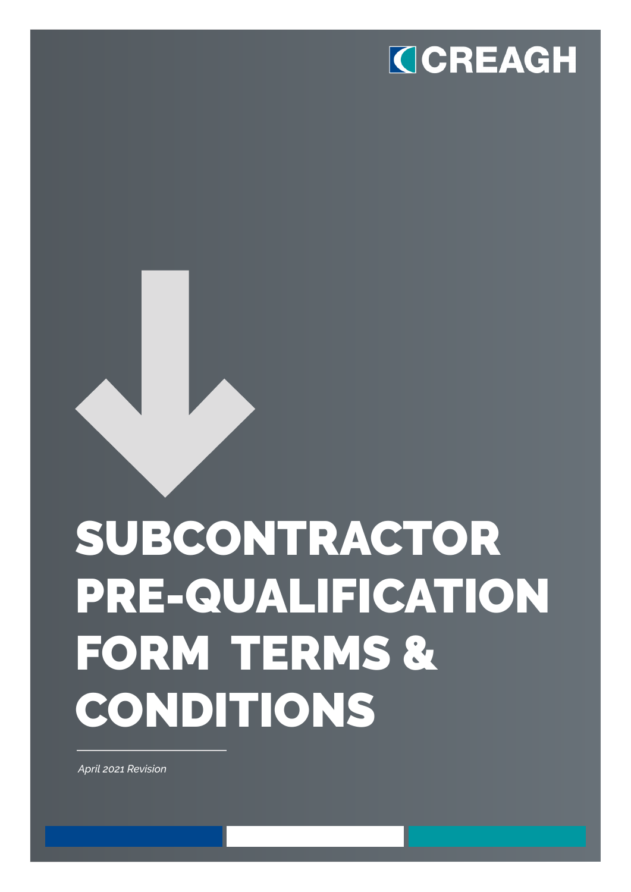CREAGH

# SUBCONTRACTOR PRE-QUALIFICATION FORM TERMS & CONDITIONS

*April 2021 Revision*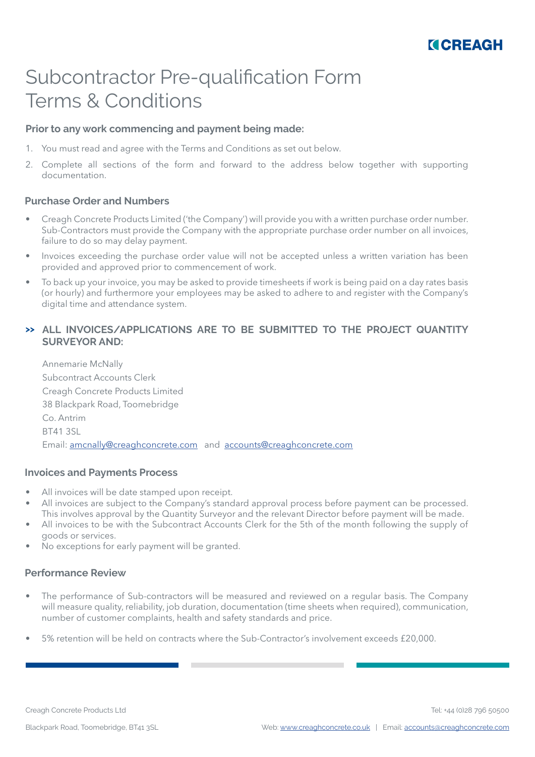# Subcontractor Pre-qualification Form Terms & Conditions

### Prior to any work commencing and payment being made:

1. You must read and agree with the Terms and Conditions as set out below.
2. Complete all sections of the form and forward to the address below together with supporting documentation.

### Purchase Order and Numbers

- Creagh Concrete Products Limited ('the Company') will provide you with a written purchase order number. Sub-Contractors must provide the Company with the appropriate purchase order number on all invoices, failure to do so may delay payment.
- Invoices exceeding the purchase order value will not be accepted unless a written variation has been provided and approved prior to commencement of work.
- To back up your invoice, you may be asked to provide timesheets if work is being paid on a day rates basis (or hourly) and furthermore your employees may be asked to adhere to and register with the Company's digital time and attendance system.

**>> ALL INVOICES/APPLICATIONS ARE TO BE SUBMITTED TO THE PROJECT QUANTITY SURVEYOR AND:**

Annemarie McNally
Subcontract Accounts Clerk
Creagh Concrete Products Limited
38 Blackpark Road, Toomebridge
Co. Antrim
BT41 3SL
Email: amcnally@creaghconcrete.com and accounts@creaghconcrete.com

### Invoices and Payments Process

- All invoices will be date stamped upon receipt.
- All invoices are subject to the Company's standard approval process before payment can be processed. This involves approval by the Quantity Surveyor and the relevant Director before payment will be made.
- All invoices to be with the Subcontract Accounts Clerk for the 5th of the month following the supply of goods or services.
- No exceptions for early payment will be granted.

### Performance Review

- The performance of Sub-contractors will be measured and reviewed on a regular basis. The Company will measure quality, reliability, job duration, documentation (time sheets when required), communication, number of customer complaints, health and safety standards and price.
- 5% retention will be held on contracts where the Sub-Contractor's involvement exceeds £20,000.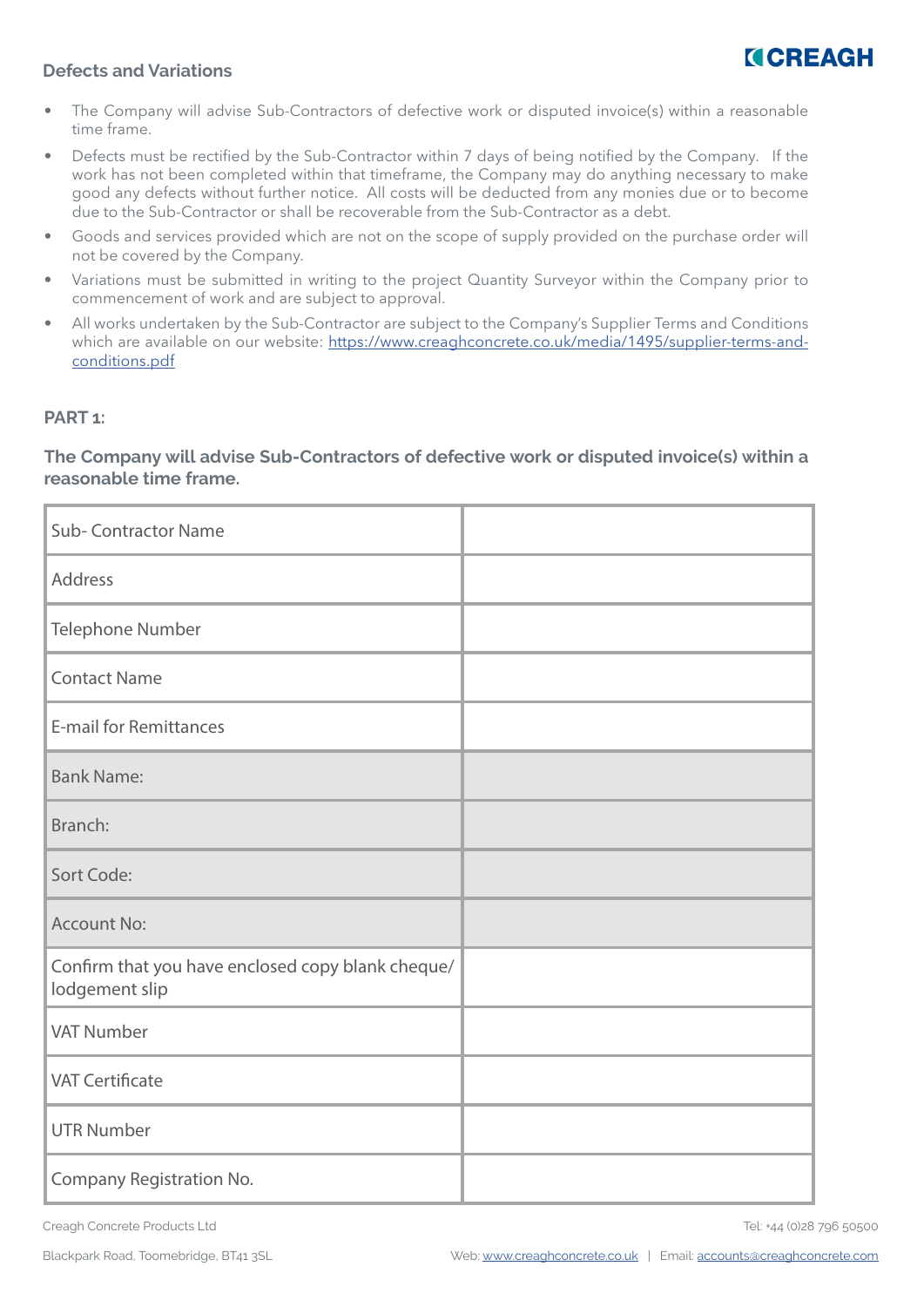## Defects and Variations

- The Company will advise Sub-Contractors of defective work or disputed invoice(s) within a reasonable time frame.
- Defects must be rectified by the Sub-Contractor within 7 days of being notified by the Company. If the work has not been completed within that timeframe, the Company may do anything necessary to make good any defects without further notice. All costs will be deducted from any monies due or to become due to the Sub-Contractor or shall be recoverable from the Sub-Contractor as a debt.
- Goods and services provided which are not on the scope of supply provided on the purchase order will not be covered by the Company.
- Variations must be submitted in writing to the project Quantity Surveyor within the Company prior to commencement of work and are subject to approval.
- All works undertaken by the Sub-Contractor are subject to the Company's Supplier Terms and Conditions which are available on our website: https://www.creaghconcrete.co.uk/media/1495/supplier-terms-and-conditions.pdf

**PART 1:**

**The Company will advise Sub-Contractors of defective work or disputed invoice(s) within a reasonable time frame.**

| | |
|---|---|
| Sub- Contractor Name | |
| Address | |
| Telephone Number | |
| Contact Name | |
| E-mail for Remittances | |
| Bank Name: | |
| Branch: | |
| Sort Code: | |
| Account No: | |
| Confirm that you have enclosed copy blank cheque/ lodgement slip | |
| VAT Number | |
| VAT Certificate | |
| UTR Number | |
| Company Registration No. | |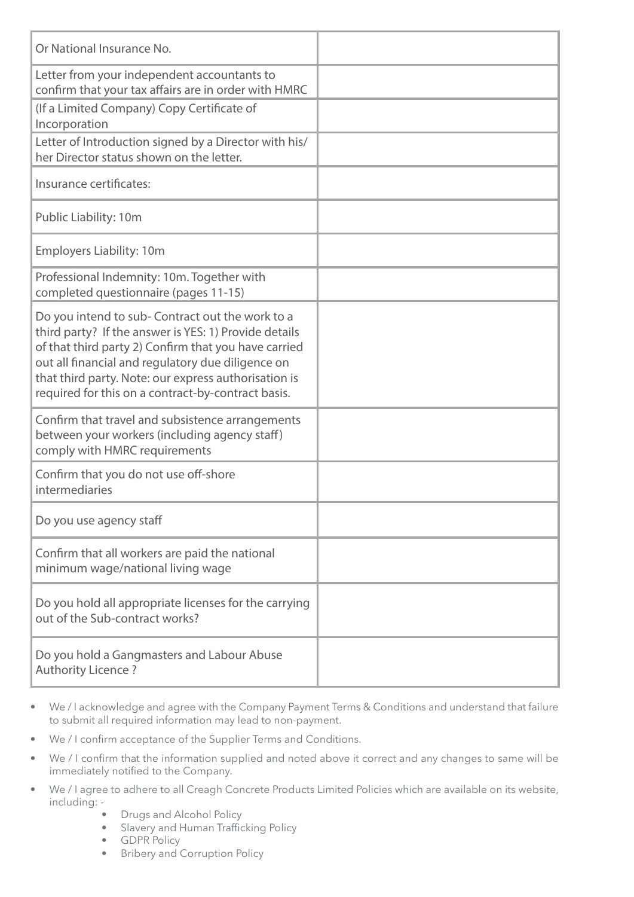| | |
|---|---|
| Or National Insurance No. | |
| Letter from your independent accountants to confirm that your tax affairs are in order with HMRC | |
| (If a Limited Company) Copy Certificate of Incorporation | |
| Letter of Introduction signed by a Director with his/her Director status shown on the letter. | |
| Insurance certificates: | |
| Public Liability: 10m | |
| Employers Liability: 10m | |
| Professional Indemnity: 10m. Together with completed questionnaire (pages 11-15) | |
| Do you intend to sub- Contract out the work to a third party? If the answer is YES: 1) Provide details of that third party 2) Confirm that you have carried out all financial and regulatory due diligence on that third party. Note: our express authorisation is required for this on a contract-by-contract basis. | |
| Confirm that travel and subsistence arrangements between your workers (including agency staff) comply with HMRC requirements | |
| Confirm that you do not use off-shore intermediaries | |
| Do you use agency staff | |
| Confirm that all workers are paid the national minimum wage/national living wage | |
| Do you hold all appropriate licenses for the carrying out of the Sub-contract works? | |
| Do you hold a Gangmasters and Labour Abuse Authority Licence ? | |

- We / I acknowledge and agree with the Company Payment Terms & Conditions and understand that failure to submit all required information may lead to non-payment.
- We / I confirm acceptance of the Supplier Terms and Conditions.
- We / I confirm that the information supplied and noted above it correct and any changes to same will be immediately notified to the Company.
- We / I agree to adhere to all Creagh Concrete Products Limited Policies which are available on its website, including: -
    - Drugs and Alcohol Policy
    - Slavery and Human Trafficking Policy
    - GDPR Policy
    - Bribery and Corruption Policy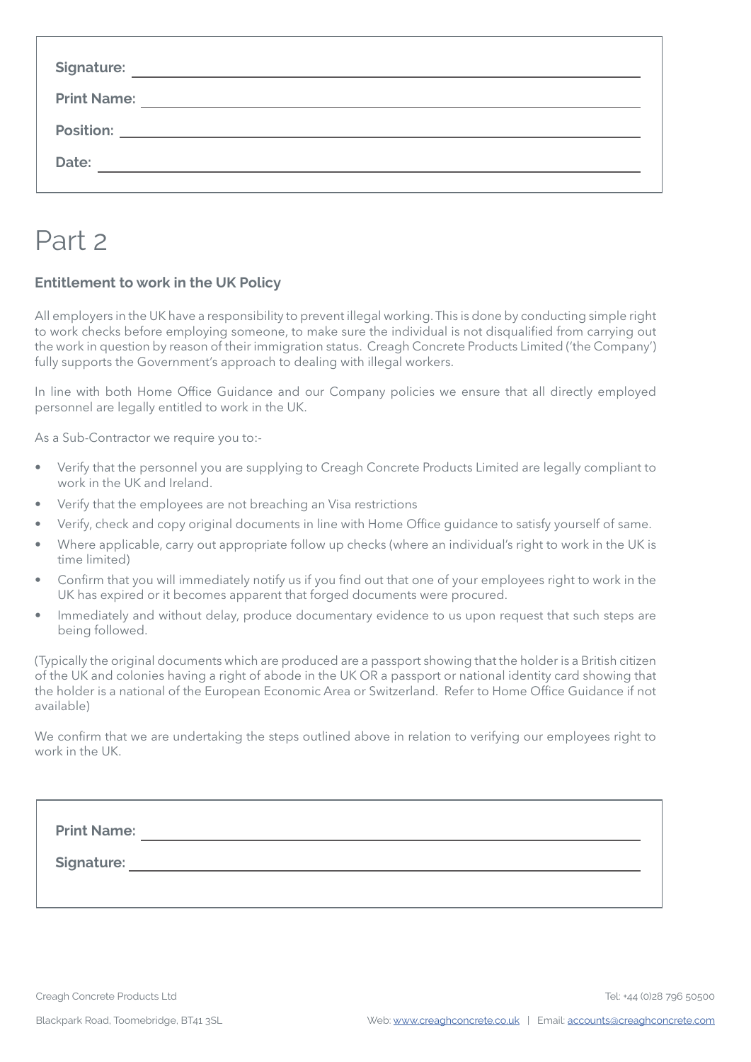**Signature:** ______________________________

**Print Name:** ______________________________

**Position:** ______________________________

**Date:** ______________________________

# Part 2

### Entitlement to work in the UK Policy

All employers in the UK have a responsibility to prevent illegal working. This is done by conducting simple right to work checks before employing someone, to make sure the individual is not disqualified from carrying out the work in question by reason of their immigration status. Creagh Concrete Products Limited ('the Company') fully supports the Government's approach to dealing with illegal workers.

In line with both Home Office Guidance and our Company policies we ensure that all directly employed personnel are legally entitled to work in the UK.

As a Sub-Contractor we require you to:-

- Verify that the personnel you are supplying to Creagh Concrete Products Limited are legally compliant to work in the UK and Ireland.
- Verify that the employees are not breaching an Visa restrictions
- Verify, check and copy original documents in line with Home Office guidance to satisfy yourself of same.
- Where applicable, carry out appropriate follow up checks (where an individual's right to work in the UK is time limited)
- Confirm that you will immediately notify us if you find out that one of your employees right to work in the UK has expired or it becomes apparent that forged documents were procured.
- Immediately and without delay, produce documentary evidence to us upon request that such steps are being followed.

(Typically the original documents which are produced are a passport showing that the holder is a British citizen of the UK and colonies having a right of abode in the UK OR a passport or national identity card showing that the holder is a national of the European Economic Area or Switzerland. Refer to Home Office Guidance if not available)

We confirm that we are undertaking the steps outlined above in relation to verifying our employees right to work in the UK.

**Print Name:** ______________________________

**Signature:** ______________________________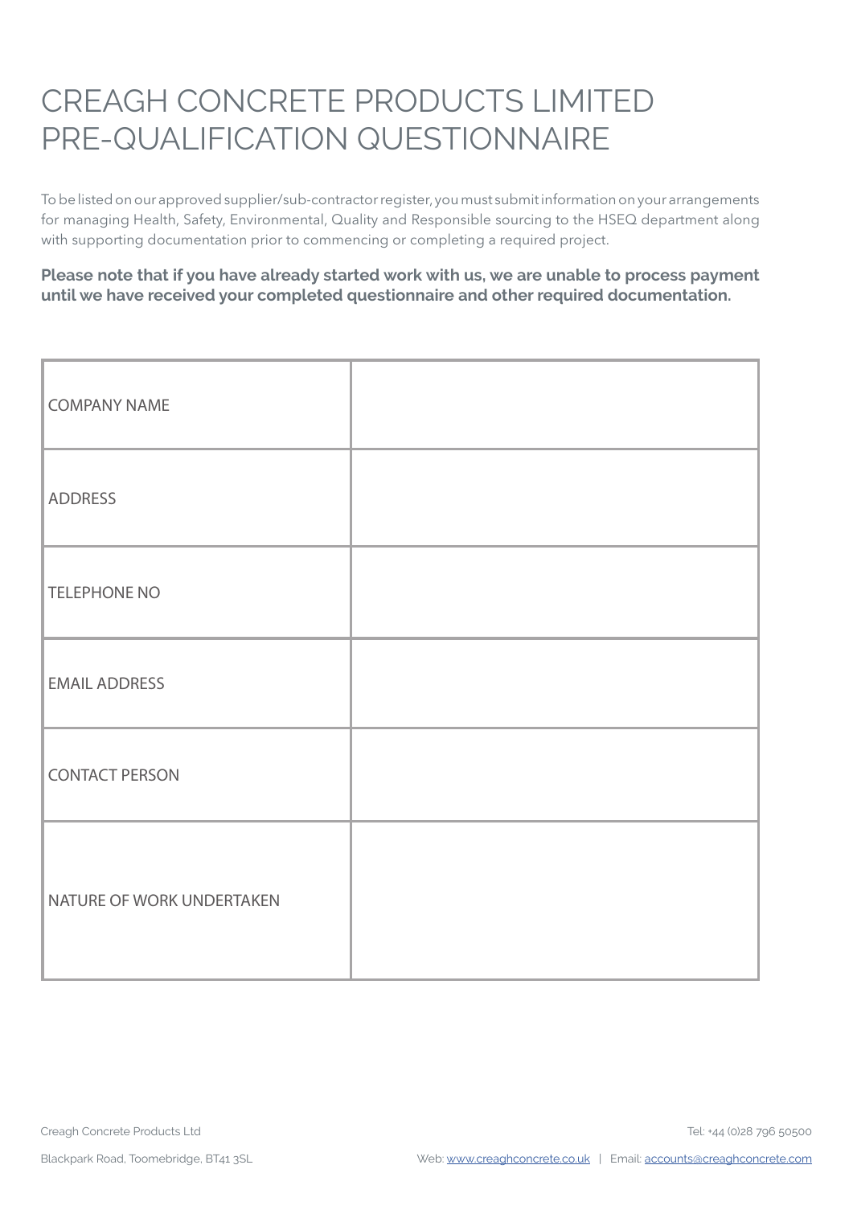# CREAGH CONCRETE PRODUCTS LIMITED PRE-QUALIFICATION QUESTIONNAIRE

To be listed on our approved supplier/sub-contractor register, you must submit information on your arrangements for managing Health, Safety, Environmental, Quality and Responsible sourcing to the HSEQ department along with supporting documentation prior to commencing or completing a required project.

**Please note that if you have already started work with us, we are unable to process payment until we have received your completed questionnaire and other required documentation.**

| | |
|---|---|
| COMPANY NAME | |
| ADDRESS | |
| TELEPHONE NO | |
| EMAIL ADDRESS | |
| CONTACT PERSON | |
| NATURE OF WORK UNDERTAKEN | |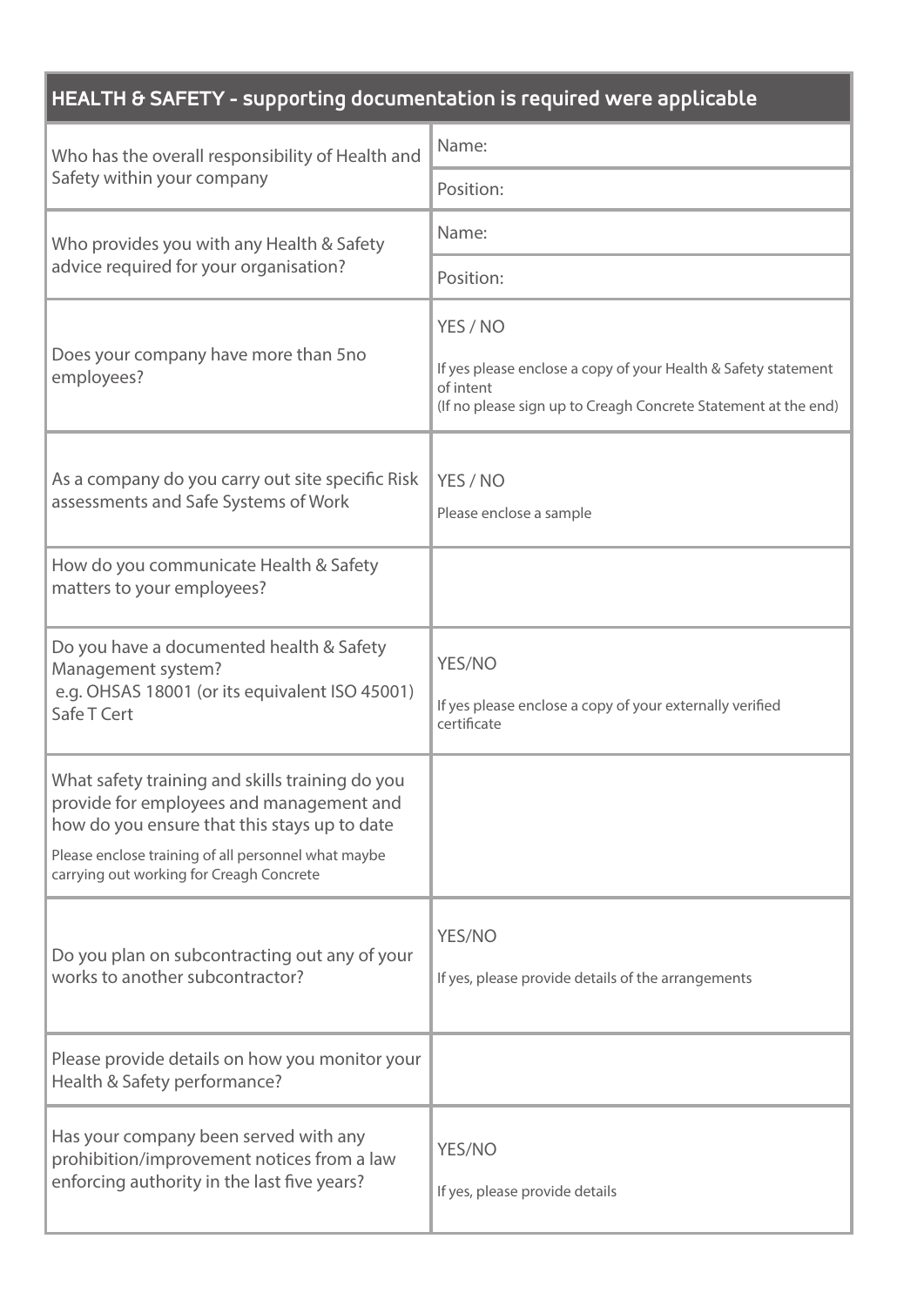| HEALTH & SAFETY - supporting documentation is required were applicable | |
|---|---|
| Who has the overall responsibility of Health and Safety within your company | Name: |
| | Position: |
| Who provides you with any Health & Safety advice required for your organisation? | Name: |
| | Position: |
| Does your company have more than 5no employees? | YES / NO<br><br>If yes please enclose a copy of your Health & Safety statement of intent<br>(If no please sign up to Creagh Concrete Statement at the end) |
| As a company do you carry out site specific Risk assessments and Safe Systems of Work | YES / NO<br><br>Please enclose a sample |
| How do you communicate Health & Safety matters to your employees? | |
| Do you have a documented health & Safety Management system?<br>e.g. OHSAS 18001 (or its equivalent ISO 45001) Safe T Cert | YES/NO<br><br>If yes please enclose a copy of your externally verified certificate |
| What safety training and skills training do you provide for employees and management and how do you ensure that this stays up to date<br><br>Please enclose training of all personnel what maybe carrying out working for Creagh Concrete | |
| Do you plan on subcontracting out any of your works to another subcontractor? | YES/NO<br><br>If yes, please provide details of the arrangements |
| Please provide details on how you monitor your Health & Safety performance? | |
| Has your company been served with any prohibition/improvement notices from a law enforcing authority in the last five years? | YES/NO<br><br>If yes, please provide details |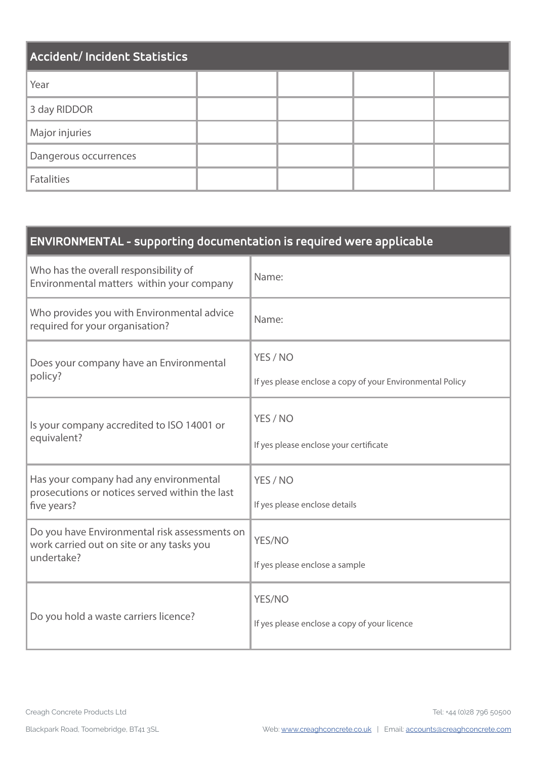| Accident/ Incident Statistics | | | | |
|---|---|---|---|---|
| Year | | | | |
| 3 day RIDDOR | | | | |
| Major injuries | | | | |
| Dangerous occurrences | | | | |
| Fatalities | | | | |

| ENVIRONMENTAL - supporting documentation is required were applicable | |
|---|---|
| Who has the overall responsibility of Environmental matters within your company | Name: |
| Who provides you with Environmental advice required for your organisation? | Name: |
| Does your company have an Environmental policy? | YES / NO<br><br>If yes please enclose a copy of your Environmental Policy |
| Is your company accredited to ISO 14001 or equivalent? | YES / NO<br><br>If yes please enclose your certificate |
| Has your company had any environmental prosecutions or notices served within the last five years? | YES / NO<br><br>If yes please enclose details |
| Do you have Environmental risk assessments on work carried out on site or any tasks you undertake? | YES/NO<br><br>If yes please enclose a sample |
| Do you hold a waste carriers licence? | YES/NO<br><br>If yes please enclose a copy of your licence |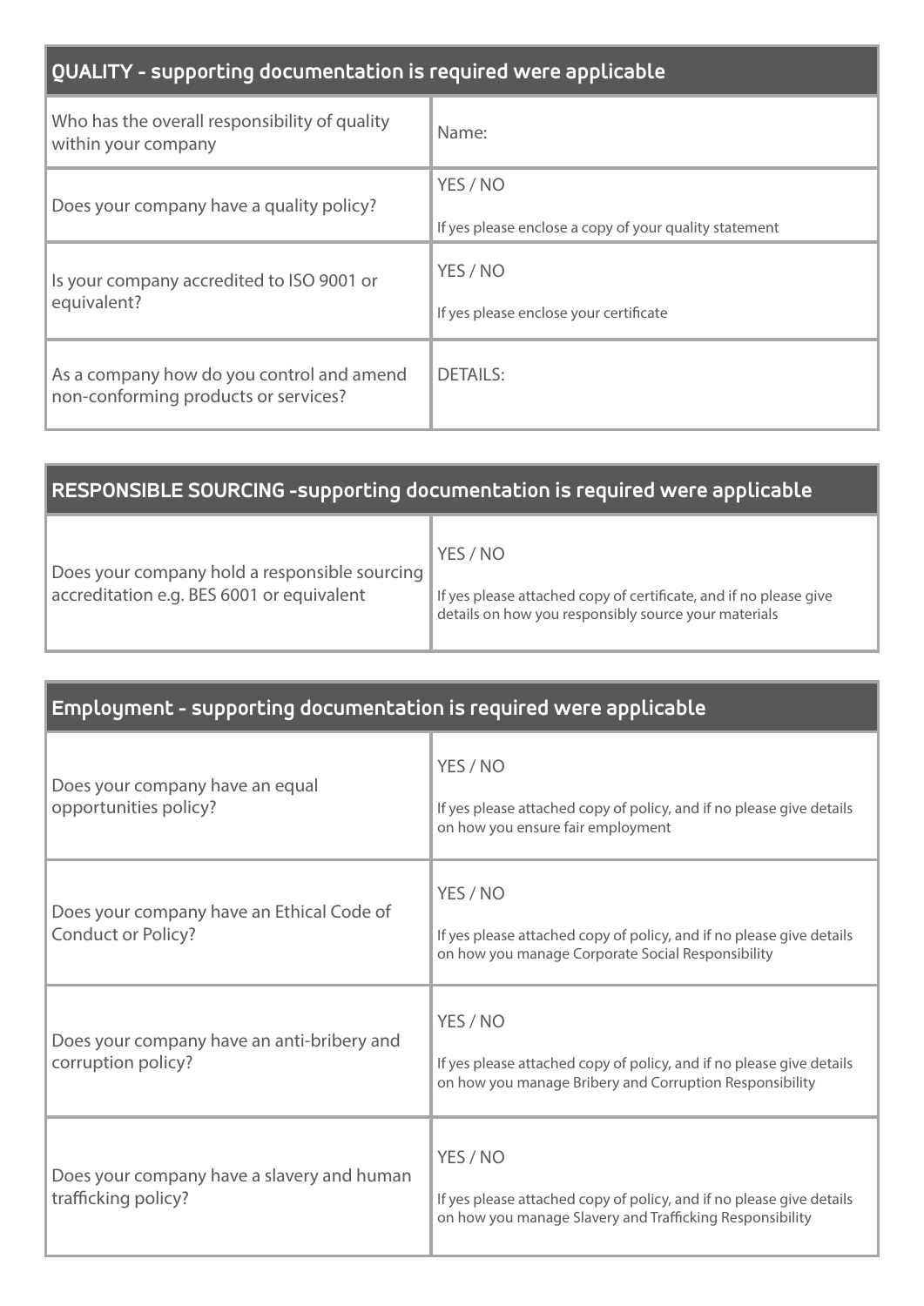| QUALITY - supporting documentation is required were applicable | |
|---|---|
| Who has the overall responsibility of quality within your company | Name: |
| Does your company have a quality policy? | YES / NO<br><br>If yes please enclose a copy of your quality statement |
| Is your company accredited to ISO 9001 or equivalent? | YES / NO<br><br>If yes please enclose your certificate |
| As a company how do you control and amend non-conforming products or services? | DETAILS: |

| RESPONSIBLE SOURCING -supporting documentation is required were applicable | |
|---|---|
| Does your company hold a responsible sourcing accreditation e.g. BES 6001 or equivalent | YES / NO<br><br>If yes please attached copy of certificate, and if no please give details on how you responsibly source your materials |

| Employment - supporting documentation is required were applicable | |
|---|---|
| Does your company have an equal opportunities policy? | YES / NO<br><br>If yes please attached copy of policy, and if no please give details on how you ensure fair employment |
| Does your company have an Ethical Code of Conduct or Policy? | YES / NO<br><br>If yes please attached copy of policy, and if no please give details on how you manage Corporate Social Responsibility |
| Does your company have an anti-bribery and corruption policy? | YES / NO<br><br>If yes please attached copy of policy, and if no please give details on how you manage Bribery and Corruption Responsibility |
| Does your company have a slavery and human trafficking policy? | YES / NO<br><br>If yes please attached copy of policy, and if no please give details on how you manage Slavery and Trafficking Responsibility |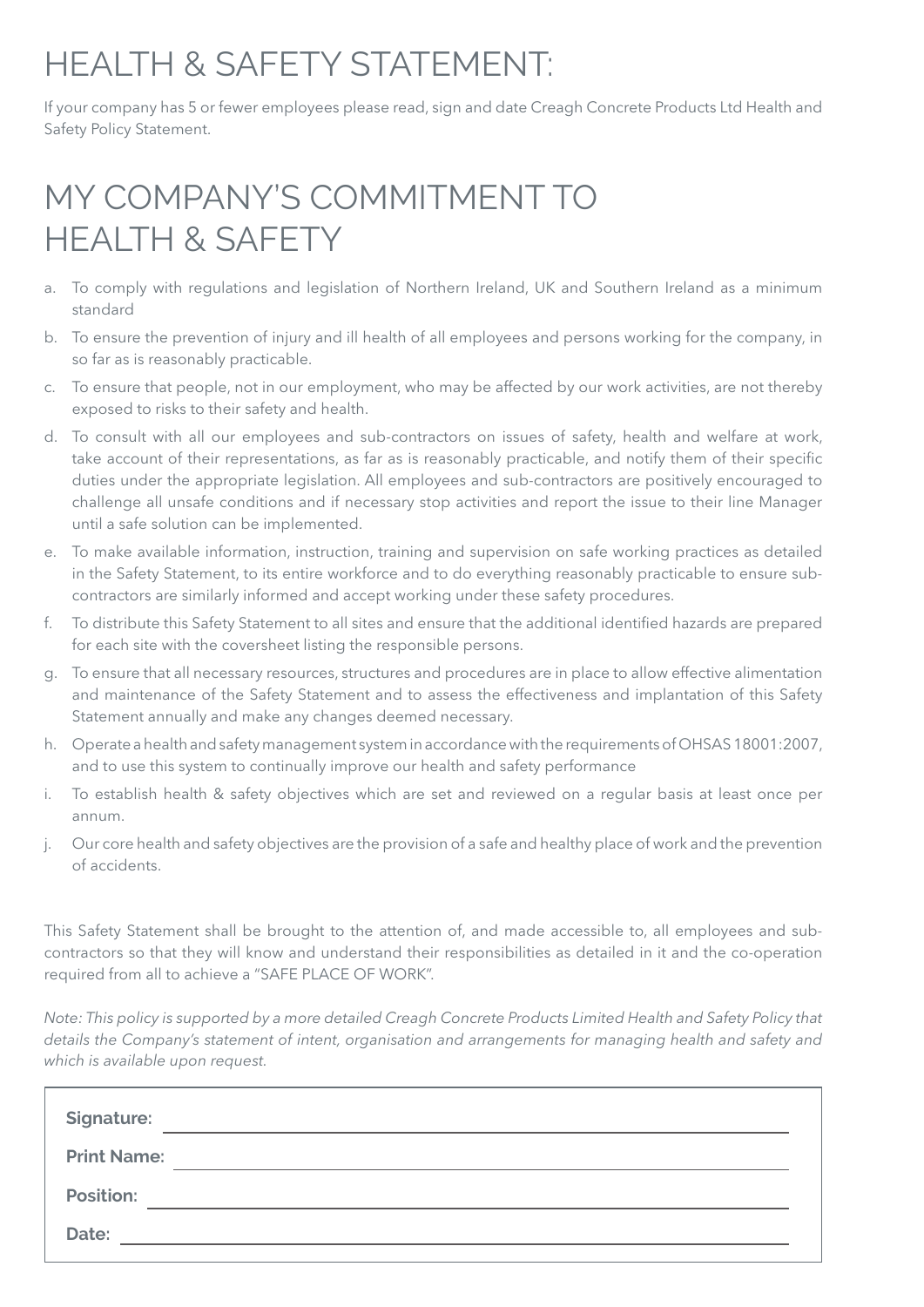# HEALTH & SAFETY STATEMENT:

If your company has 5 or fewer employees please read, sign and date Creagh Concrete Products Ltd Health and Safety Policy Statement.

# MY COMPANY'S COMMITMENT TO HEALTH & SAFETY

a. To comply with regulations and legislation of Northern Ireland, UK and Southern Ireland as a minimum standard
b. To ensure the prevention of injury and ill health of all employees and persons working for the company, in so far as is reasonably practicable.
c. To ensure that people, not in our employment, who may be affected by our work activities, are not thereby exposed to risks to their safety and health.
d. To consult with all our employees and sub-contractors on issues of safety, health and welfare at work, take account of their representations, as far as is reasonably practicable, and notify them of their specific duties under the appropriate legislation. All employees and sub-contractors are positively encouraged to challenge all unsafe conditions and if necessary stop activities and report the issue to their line Manager until a safe solution can be implemented.
e. To make available information, instruction, training and supervision on safe working practices as detailed in the Safety Statement, to its entire workforce and to do everything reasonably practicable to ensure sub-contractors are similarly informed and accept working under these safety procedures.
f. To distribute this Safety Statement to all sites and ensure that the additional identified hazards are prepared for each site with the coversheet listing the responsible persons.
g. To ensure that all necessary resources, structures and procedures are in place to allow effective alimentation and maintenance of the Safety Statement and to assess the effectiveness and implantation of this Safety Statement annually and make any changes deemed necessary.
h. Operate a health and safety management system in accordance with the requirements of OHSAS 18001:2007, and to use this system to continually improve our health and safety performance
i. To establish health & safety objectives which are set and reviewed on a regular basis at least once per annum.
j. Our core health and safety objectives are the provision of a safe and healthy place of work and the prevention of accidents.

This Safety Statement shall be brought to the attention of, and made accessible to, all employees and sub-contractors so that they will know and understand their responsibilities as detailed in it and the co-operation required from all to achieve a "SAFE PLACE OF WORK".

*Note: This policy is supported by a more detailed Creagh Concrete Products Limited Health and Safety Policy that details the Company's statement of intent, organisation and arrangements for managing health and safety and which is available upon request.*

**Signature:** ____________________

**Print Name:** ____________________

**Position:** ____________________

**Date:** ____________________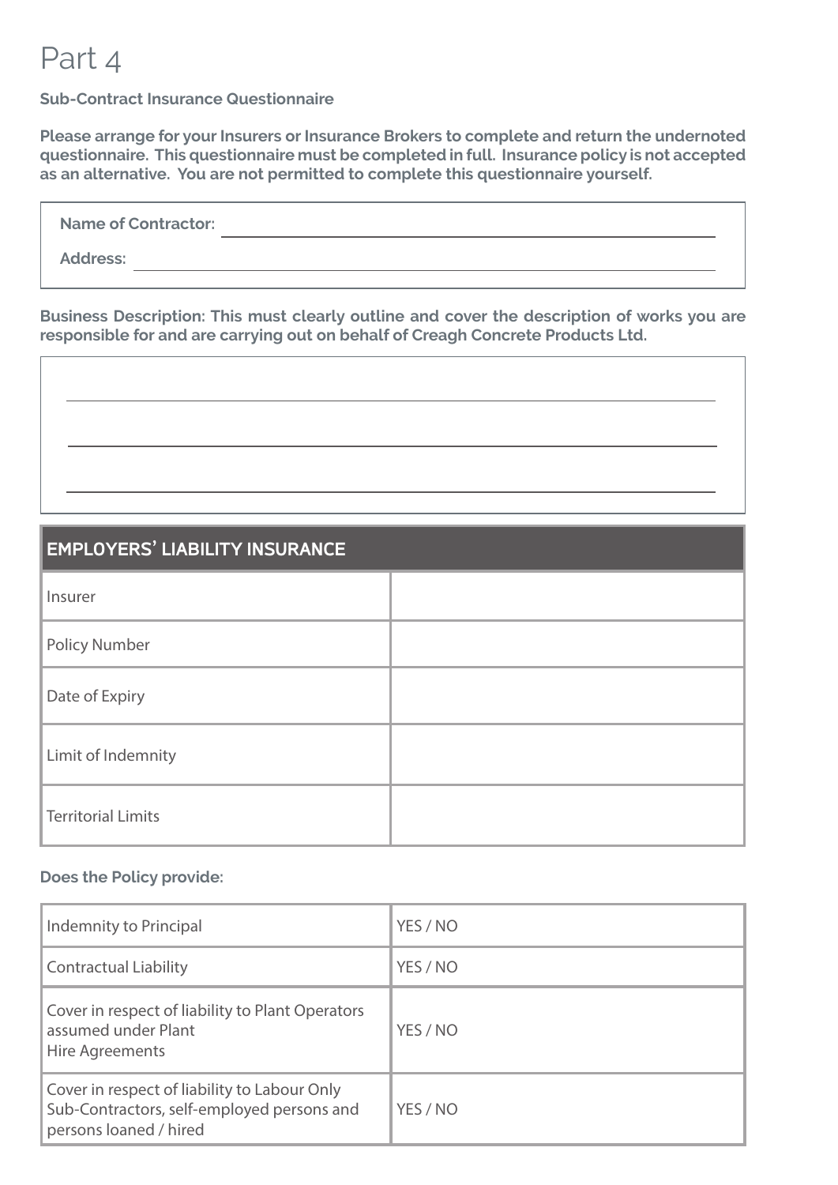# Part 4

**Sub-Contract Insurance Questionnaire**

**Please arrange for your Insurers or Insurance Brokers to complete and return the undernoted questionnaire. This questionnaire must be completed in full. Insurance policy is not accepted as an alternative. You are not permitted to complete this questionnaire yourself.**

**Name of Contractor:** ______________________________

**Address:** ______________________________

**Business Description: This must clearly outline and cover the description of works you are responsible for and are carrying out on behalf of Creagh Concrete Products Ltd.**

______________________________

______________________________

______________________________

| EMPLOYERS' LIABILITY INSURANCE | |
|---|---|
| Insurer | |
| Policy Number | |
| Date of Expiry | |
| Limit of Indemnity | |
| Territorial Limits | |

**Does the Policy provide:**

| | |
|---|---|
| Indemnity to Principal | YES / NO |
| Contractual Liability | YES / NO |
| Cover in respect of liability to Plant Operators assumed under Plant Hire Agreements | YES / NO |
| Cover in respect of liability to Labour Only Sub-Contractors, self-employed persons and persons loaned / hired | YES / NO |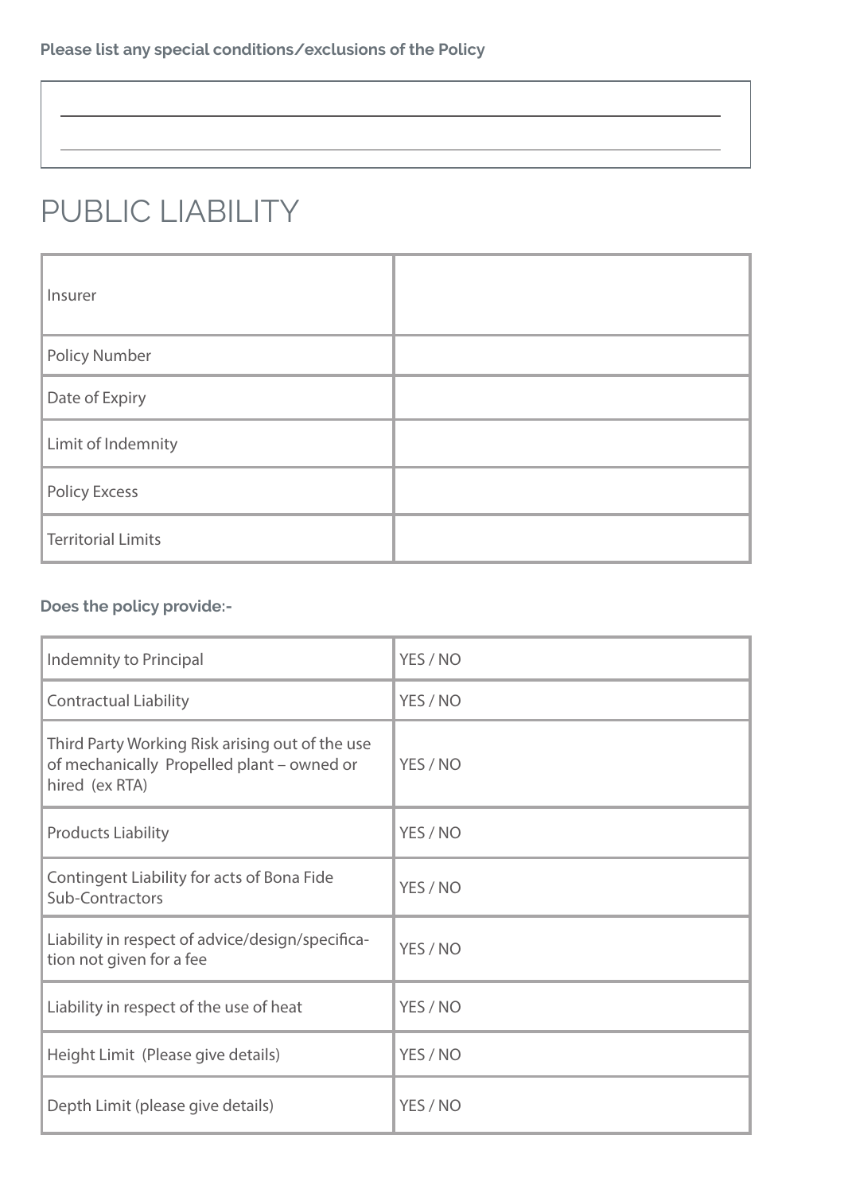**Please list any special conditions/exclusions of the Policy**

|  |
|---|
| \_\_\_\_\_\_\_\_\_\_\_\_\_\_\_\_\_\_\_\_\_\_\_\_\_\_\_\_\_\_\_\_\_\_\_\_\_\_\_\_\_\_\_\_\_\_\_\_\_\_\_\_\_\_\_\_\_\_\_\_ |
| \_\_\_\_\_\_\_\_\_\_\_\_\_\_\_\_\_\_\_\_\_\_\_\_\_\_\_\_\_\_\_\_\_\_\_\_\_\_\_\_\_\_\_\_\_\_\_\_\_\_\_\_\_\_\_\_\_\_\_\_ |

# PUBLIC LIABILITY

| Insurer |  |
|---|---|
| Policy Number |  |
| Date of Expiry |  |
| Limit of Indemnity |  |
| Policy Excess |  |
| Territorial Limits |  |

**Does the policy provide:-**

| Indemnity to Principal | YES / NO |
|---|---|
| Contractual Liability | YES / NO |
| Third Party Working Risk arising out of the use of mechanically Propelled plant – owned or hired (ex RTA) | YES / NO |
| Products Liability | YES / NO |
| Contingent Liability for acts of Bona Fide Sub-Contractors | YES / NO |
| Liability in respect of advice/design/specification not given for a fee | YES / NO |
| Liability in respect of the use of heat | YES / NO |
| Height Limit (Please give details) | YES / NO |
| Depth Limit (please give details) | YES / NO |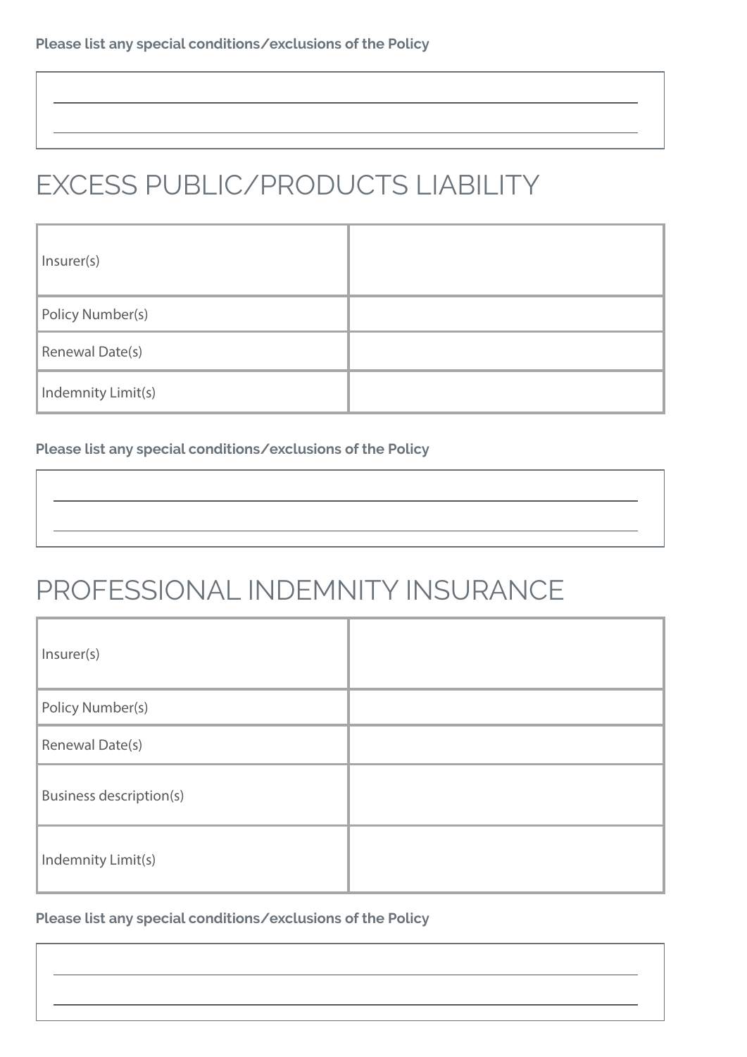**Please list any special conditions/exclusions of the Policy**

## EXCESS PUBLIC/PRODUCTS LIABILITY

| | |
|---|---|
| Insurer(s) | |
| Policy Number(s) | |
| Renewal Date(s) | |
| Indemnity Limit(s) | |

**Please list any special conditions/exclusions of the Policy**

## PROFESSIONAL INDEMNITY INSURANCE

| | |
|---|---|
| Insurer(s) | |
| Policy Number(s) | |
| Renewal Date(s) | |
| Business description(s) | |
| Indemnity Limit(s) | |

**Please list any special conditions/exclusions of the Policy**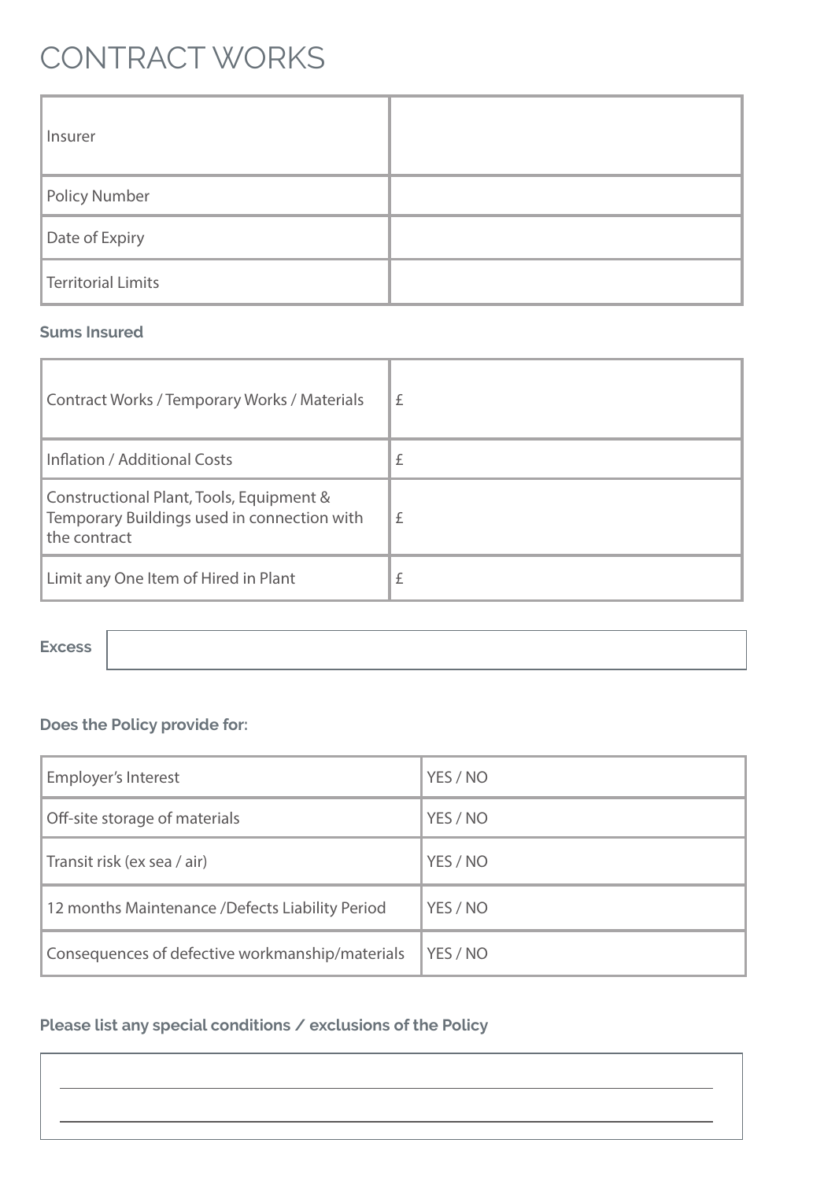# CONTRACT WORKS

| | |
|---|---|
| Insurer | |
| Policy Number | |
| Date of Expiry | |
| Territorial Limits | |

**Sums Insured**

| | |
|---|---|
| Contract Works / Temporary Works / Materials | £ |
| Inflation / Additional Costs | £ |
| Constructional Plant, Tools, Equipment & Temporary Buildings used in connection with the contract | £ |
| Limit any One Item of Hired in Plant | £ |

**Excess**

**Does the Policy provide for:**

| | |
|---|---|
| Employer's Interest | YES / NO |
| Off-site storage of materials | YES / NO |
| Transit risk (ex sea / air) | YES / NO |
| 12 months Maintenance /Defects Liability Period | YES / NO |
| Consequences of defective workmanship/materials | YES / NO |

**Please list any special conditions / exclusions of the Policy**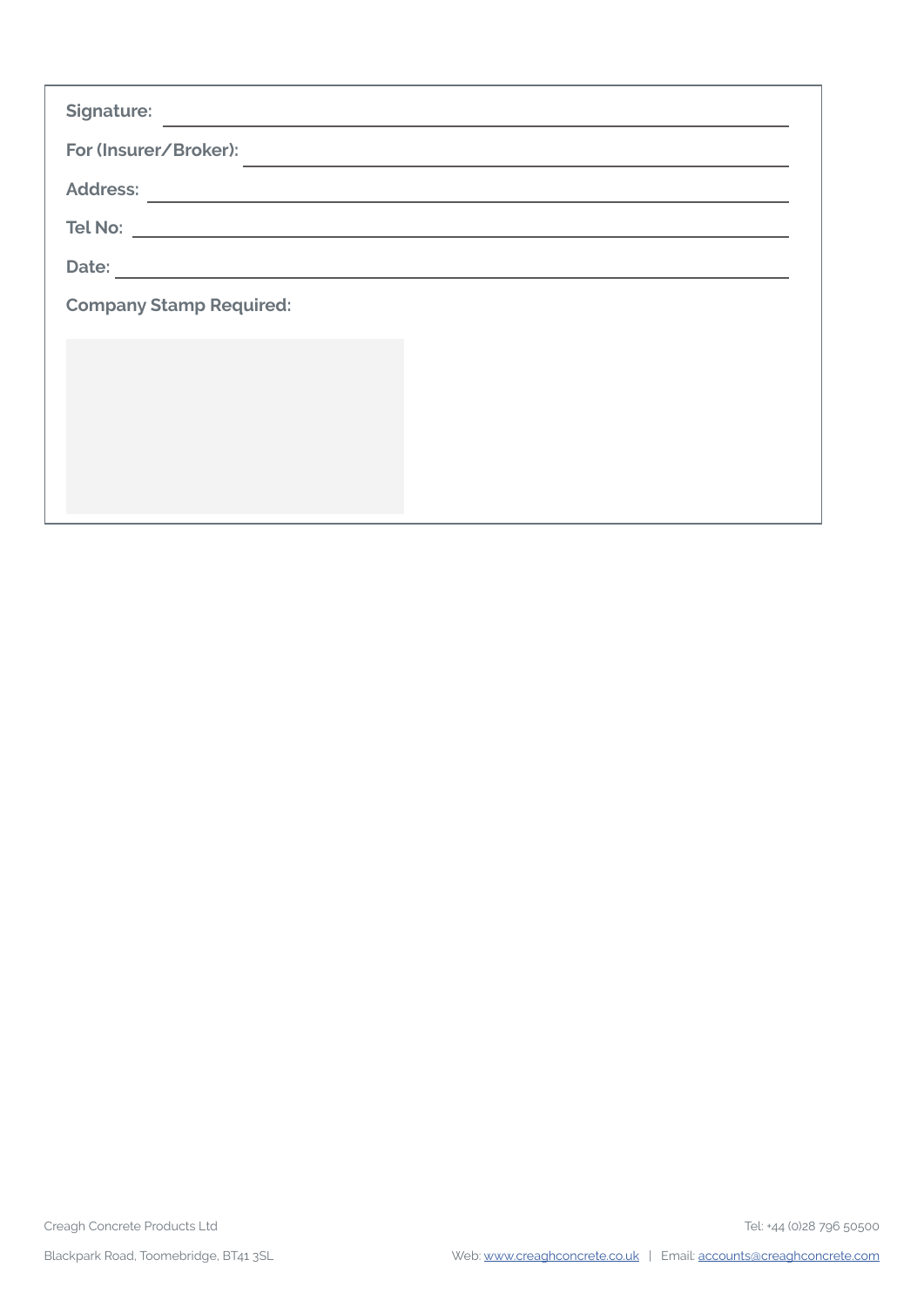**Signature:** ______________________________

**For (Insurer/Broker):** ______________________________

**Address:** ______________________________

**Tel No:** ______________________________

**Date:** ______________________________

**Company Stamp Required:**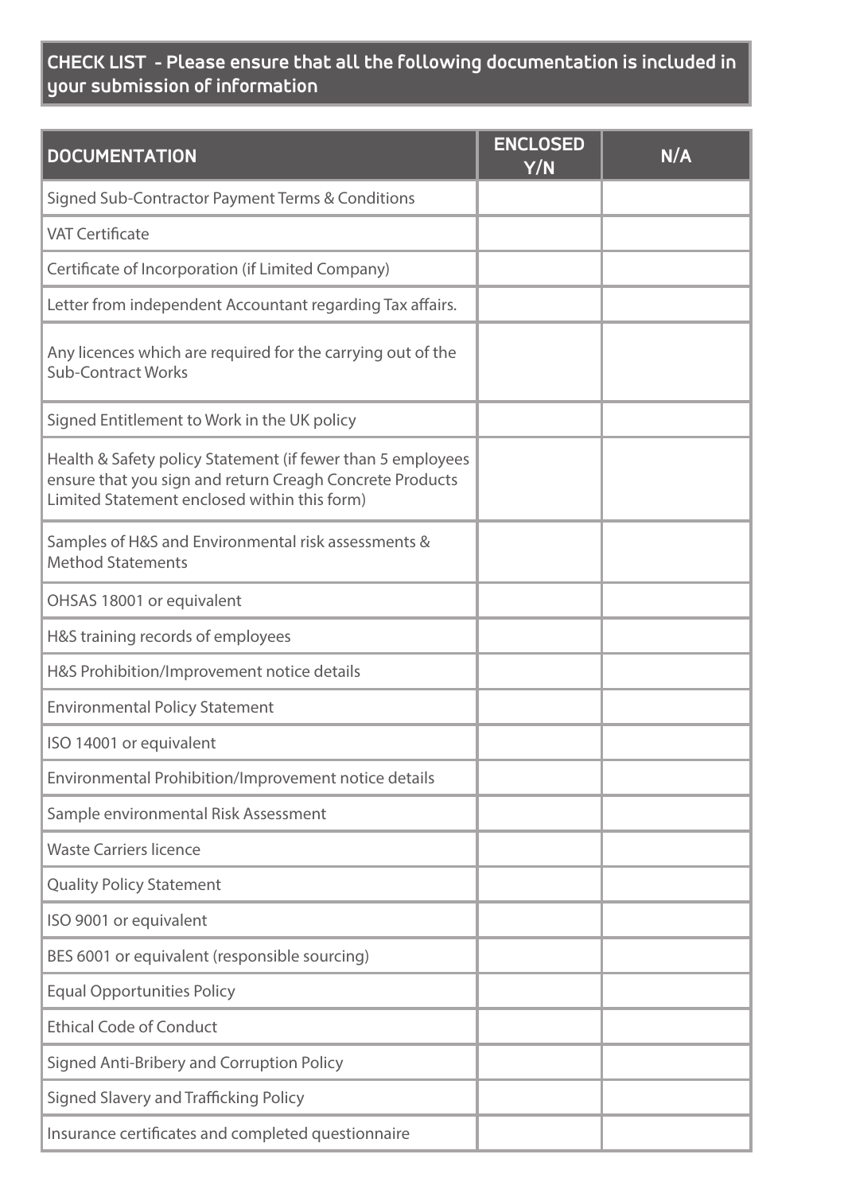## CHECK LIST - Please ensure that all the following documentation is included in your submission of information

| DOCUMENTATION | ENCLOSED Y/N | N/A |
|---|---|---|
| Signed Sub-Contractor Payment Terms & Conditions | | |
| VAT Certificate | | |
| Certificate of Incorporation (if Limited Company) | | |
| Letter from independent Accountant regarding Tax affairs. | | |
| Any licences which are required for the carrying out of the Sub-Contract Works | | |
| Signed Entitlement to Work in the UK policy | | |
| Health & Safety policy Statement (if fewer than 5 employees ensure that you sign and return Creagh Concrete Products Limited Statement enclosed within this form) | | |
| Samples of H&S and Environmental risk assessments & Method Statements | | |
| OHSAS 18001 or equivalent | | |
| H&S training records of employees | | |
| H&S Prohibition/Improvement notice details | | |
| Environmental Policy Statement | | |
| ISO 14001 or equivalent | | |
| Environmental Prohibition/Improvement notice details | | |
| Sample environmental Risk Assessment | | |
| Waste Carriers licence | | |
| Quality Policy Statement | | |
| ISO 9001 or equivalent | | |
| BES 6001 or equivalent (responsible sourcing) | | |
| Equal Opportunities Policy | | |
| Ethical Code of Conduct | | |
| Signed Anti-Bribery and Corruption Policy | | |
| Signed Slavery and Trafficking Policy | | |
| Insurance certificates and completed questionnaire | | |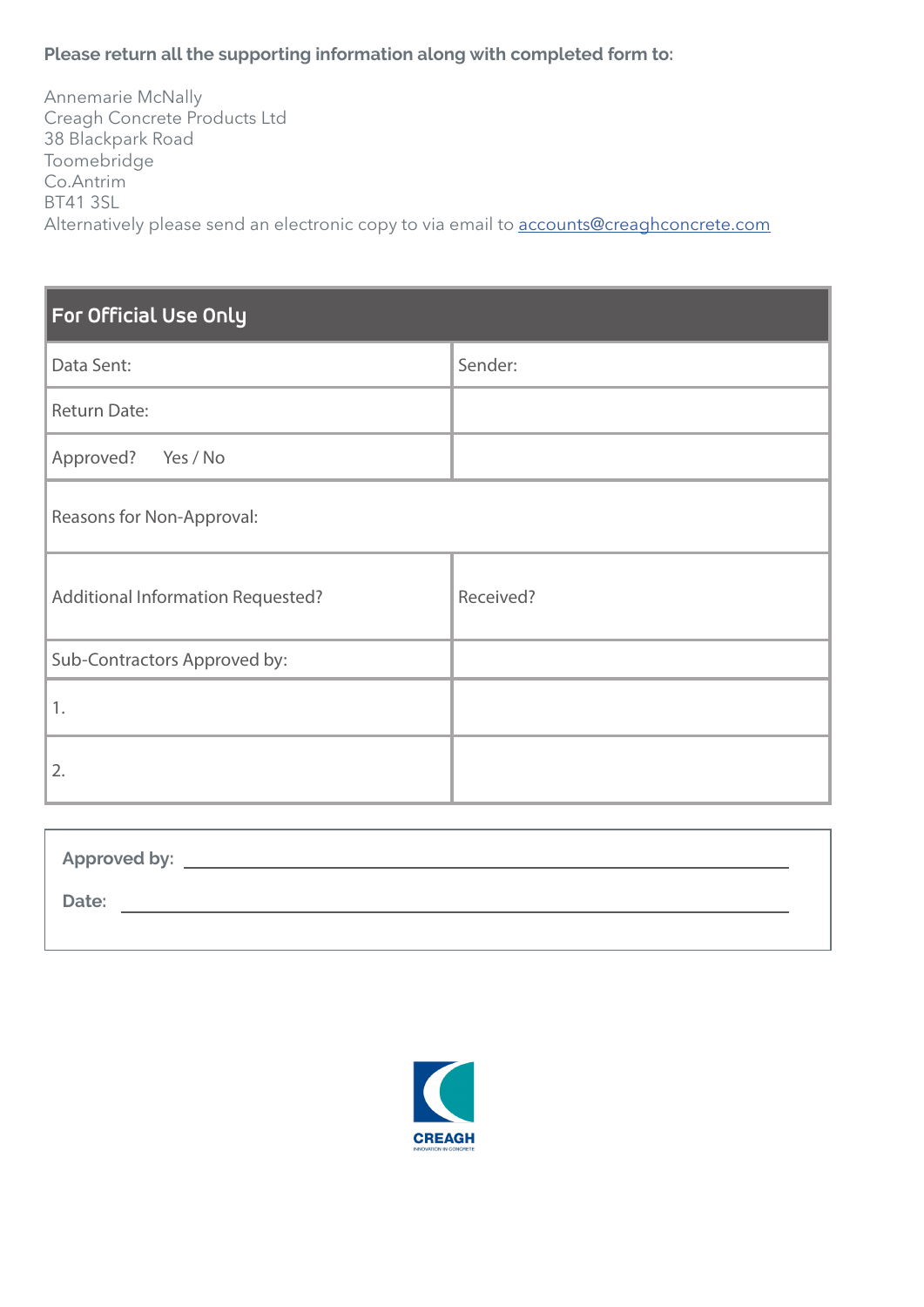**Please return all the supporting information along with completed form to:**

Annemarie McNally
Creagh Concrete Products Ltd
38 Blackpark Road
Toomebridge
Co.Antrim
BT41 3SL
Alternatively please send an electronic copy to via email to accounts@creaghconcrete.com

| For Official Use Only | |
|---|---|
| Data Sent: | Sender: |
| Return Date: | |
| Approved? Yes / No | |
| Reasons for Non-Approval: | |
| Additional Information Requested? | Received? |
| Sub-Contractors Approved by: | |
| 1. | |
| 2. | |

**Approved by:** ______________________________

**Date:** ______________________________

CREAGH
INNOVATION IN CONCRETE